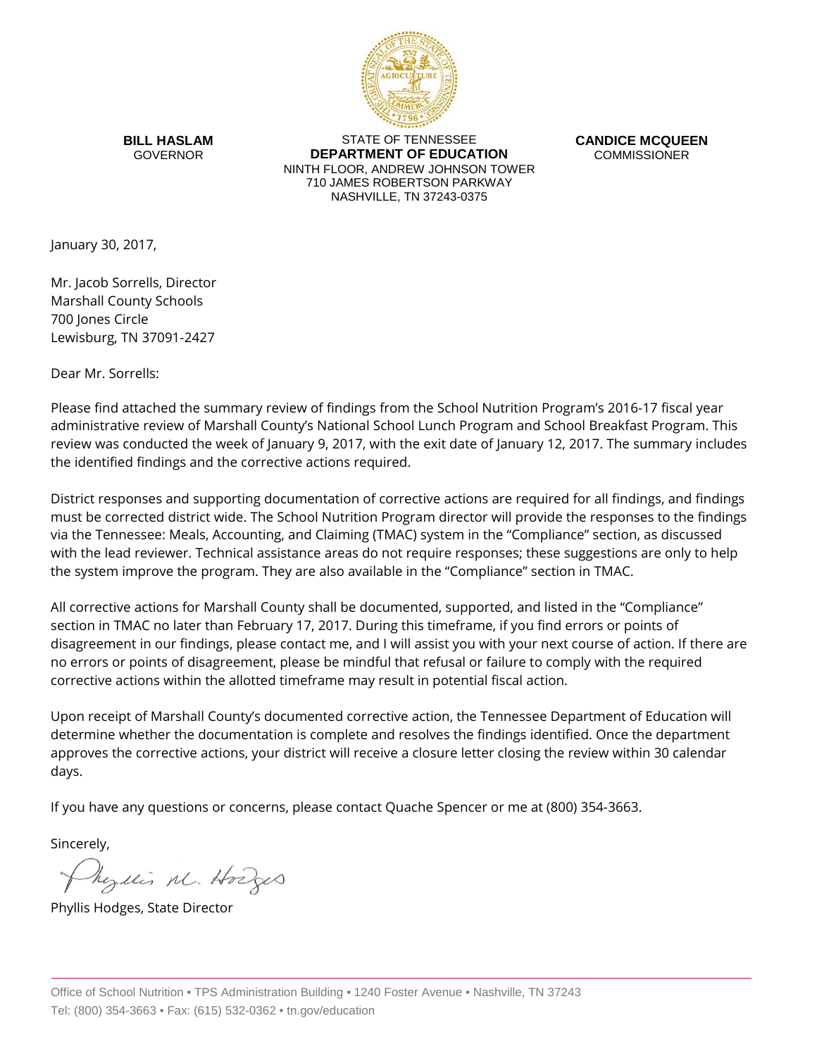**BILL HASLAM**
GOVERNOR

STATE OF TENNESSEE
**DEPARTMENT OF EDUCATION**
NINTH FLOOR, ANDREW JOHNSON TOWER
710 JAMES ROBERTSON PARKWAY
NASHVILLE, TN 37243-0375

**CANDICE MCQUEEN**
COMMISSIONER

January 30, 2017,

Mr. Jacob Sorrells, Director
Marshall County Schools
700 Jones Circle
Lewisburg, TN 37091-2427

Dear Mr. Sorrells:

Please find attached the summary review of findings from the School Nutrition Program's 2016-17 fiscal year administrative review of Marshall County's National School Lunch Program and School Breakfast Program. This review was conducted the week of January 9, 2017, with the exit date of January 12, 2017. The summary includes the identified findings and the corrective actions required.

District responses and supporting documentation of corrective actions are required for all findings, and findings must be corrected district wide. The School Nutrition Program director will provide the responses to the findings via the Tennessee: Meals, Accounting, and Claiming (TMAC) system in the "Compliance" section, as discussed with the lead reviewer. Technical assistance areas do not require responses; these suggestions are only to help the system improve the program. They are also available in the "Compliance" section in TMAC.

All corrective actions for Marshall County shall be documented, supported, and listed in the "Compliance" section in TMAC no later than February 17, 2017. During this timeframe, if you find errors or points of disagreement in our findings, please contact me, and I will assist you with your next course of action. If there are no errors or points of disagreement, please be mindful that refusal or failure to comply with the required corrective actions within the allotted timeframe may result in potential fiscal action.

Upon receipt of Marshall County's documented corrective action, the Tennessee Department of Education will determine whether the documentation is complete and resolves the findings identified. Once the department approves the corrective actions, your district will receive a closure letter closing the review within 30 calendar days.

If you have any questions or concerns, please contact Quache Spencer or me at (800) 354-3663.

Sincerely,

Phyllis M. Hodges

Phyllis Hodges, State Director

Office of School Nutrition • TPS Administration Building • 1240 Foster Avenue • Nashville, TN 37243
Tel: (800) 354-3663 • Fax: (615) 532-0362 • tn.gov/education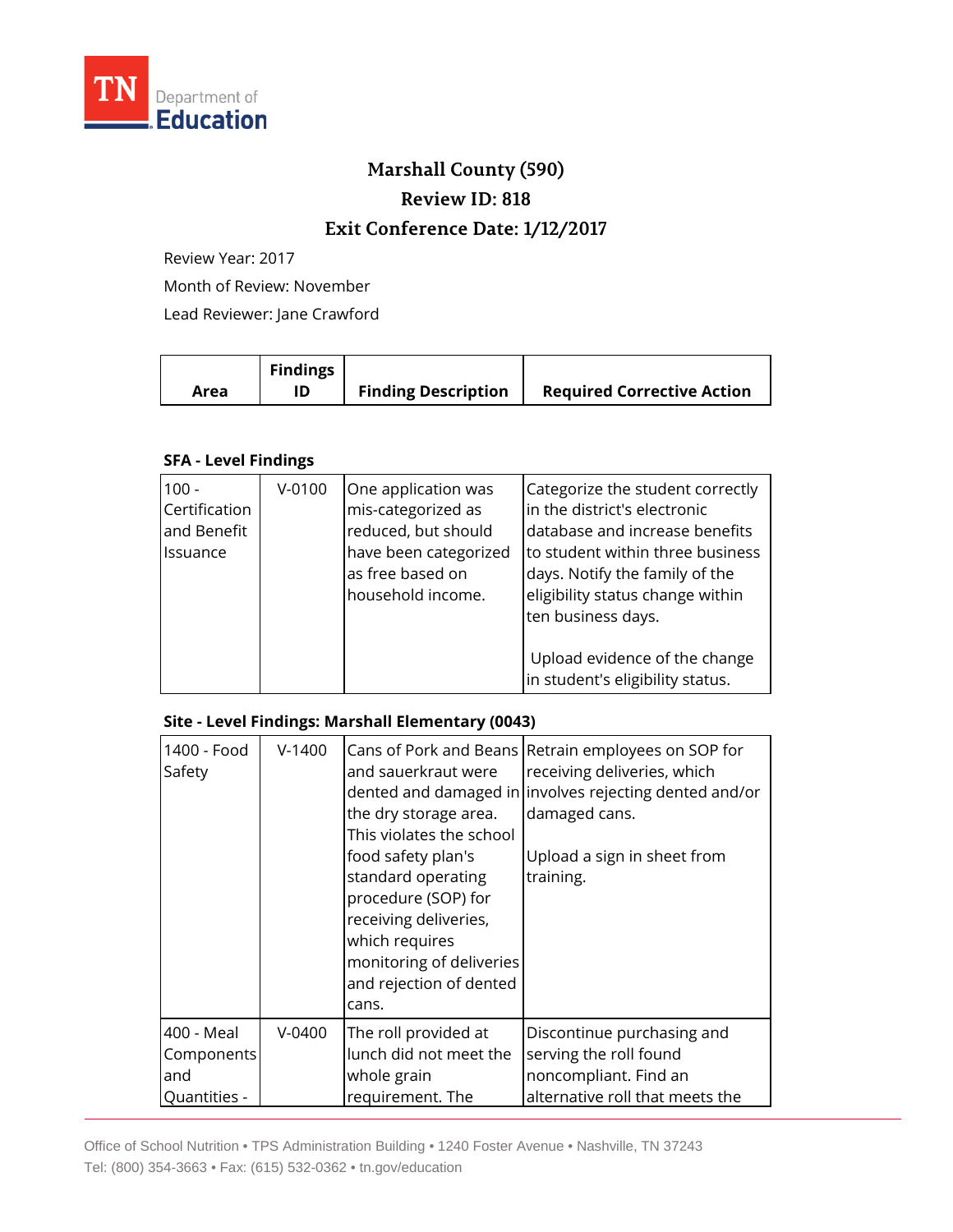# Marshall County (590)

## Review ID: 818

## Exit Conference Date: 1/12/2017

Review Year: 2017

Month of Review: November

Lead Reviewer: Jane Crawford

| Area | Findings ID | Finding Description | Required Corrective Action |
|---|---|---|---|

**SFA - Level Findings**

| Area | Findings ID | Finding Description | Required Corrective Action |
|---|---|---|---|
| 100 - Certification and Benefit Issuance | V-0100 | One application was mis-categorized as reduced, but should have been categorized as free based on household income. | Categorize the student correctly in the district's electronic database and increase benefits to student within three business days. Notify the family of the eligibility status change within ten business days.<br><br>Upload evidence of the change in student's eligibility status. |

**Site - Level Findings: Marshall Elementary (0043)**

| Area | Findings ID | Finding Description | Required Corrective Action |
|---|---|---|---|
| 1400 - Food Safety | V-1400 | Cans of Pork and Beans and sauerkraut were dented and damaged in the dry storage area. This violates the school food safety plan's standard operating procedure (SOP) for receiving deliveries, which requires monitoring of deliveries and rejection of dented cans. | Retrain employees on SOP for receiving deliveries, which involves rejecting dented and/or damaged cans.<br><br>Upload a sign in sheet from training. |
| 400 - Meal Components and Quantities - | V-0400 | The roll provided at lunch did not meet the whole grain requirement. The | Discontinue purchasing and serving the roll found noncompliant. Find an alternative roll that meets the |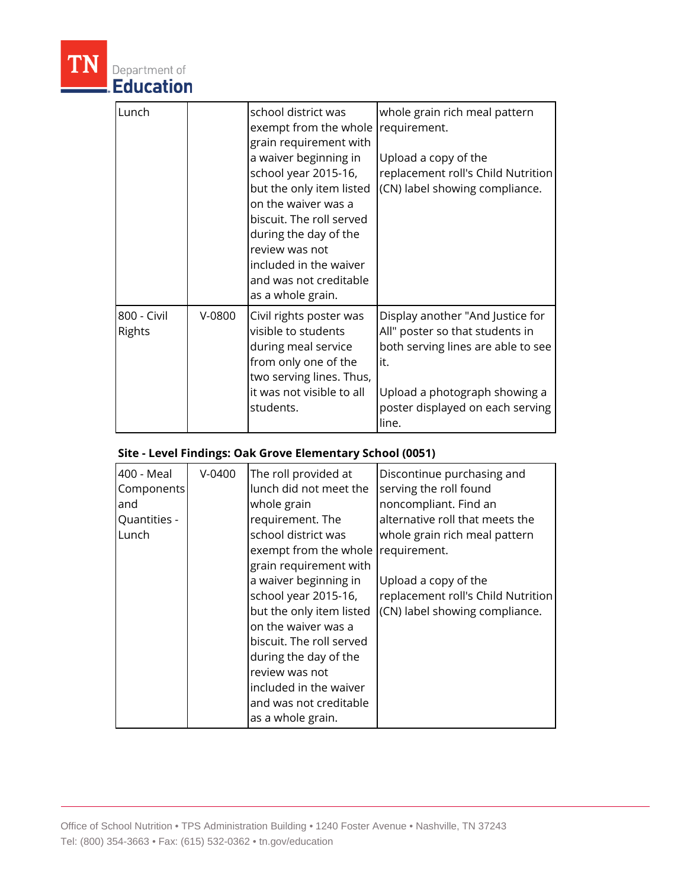| | | | |
|---|---|---|---|
| Lunch | | school district was exempt from the whole grain requirement with a waiver beginning in school year 2015-16, but the only item listed on the waiver was a biscuit. The roll served during the day of the review was not included in the waiver and was not creditable as a whole grain. | whole grain rich meal pattern requirement.<br><br>Upload a copy of the replacement roll's Child Nutrition (CN) label showing compliance. |
| 800 - Civil Rights | V-0800 | Civil rights poster was visible to students during meal service from only one of the two serving lines. Thus, it was not visible to all students. | Display another "And Justice for All" poster so that students in both serving lines are able to see it.<br><br>Upload a photograph showing a poster displayed on each serving line. |

**Site - Level Findings: Oak Grove Elementary School (0051)**

| | | | |
|---|---|---|---|
| 400 - Meal Components and Quantities - Lunch | V-0400 | The roll provided at lunch did not meet the whole grain requirement. The school district was exempt from the whole grain requirement with a waiver beginning in school year 2015-16, but the only item listed on the waiver was a biscuit. The roll served during the day of the review was not included in the waiver and was not creditable as a whole grain. | Discontinue purchasing and serving the roll found noncompliant. Find an alternative roll that meets the whole grain rich meal pattern requirement.<br><br>Upload a copy of the replacement roll's Child Nutrition (CN) label showing compliance. |